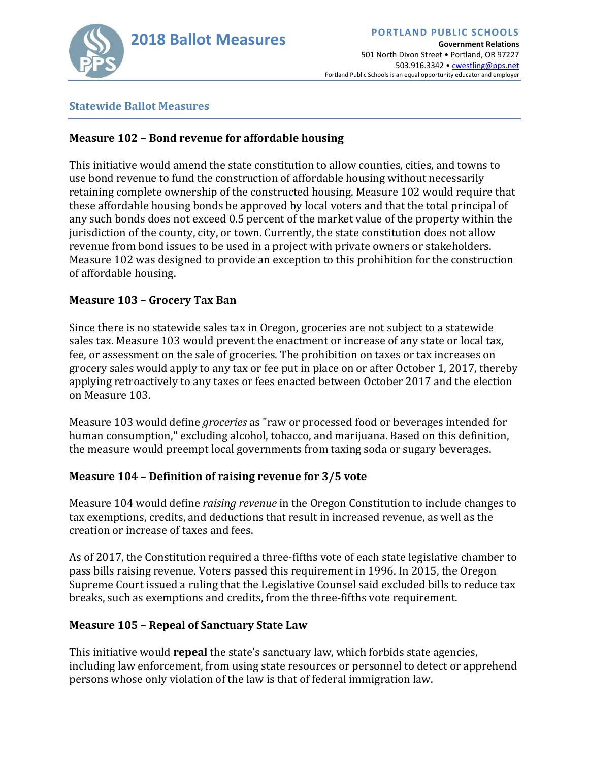# 2018 Ballot Measures

**PORTLAND PUBLIC SCHOOLS**
**Government Relations**
501 North Dixon Street • Portland, OR 97227
503.916.3342 • cwestling@pps.net
Portland Public Schools is an equal opportunity educator and employer

## Statewide Ballot Measures

### Measure 102 – Bond revenue for affordable housing

This initiative would amend the state constitution to allow counties, cities, and towns to use bond revenue to fund the construction of affordable housing without necessarily retaining complete ownership of the constructed housing. Measure 102 would require that these affordable housing bonds be approved by local voters and that the total principal of any such bonds does not exceed 0.5 percent of the market value of the property within the jurisdiction of the county, city, or town. Currently, the state constitution does not allow revenue from bond issues to be used in a project with private owners or stakeholders. Measure 102 was designed to provide an exception to this prohibition for the construction of affordable housing.

### Measure 103 – Grocery Tax Ban

Since there is no statewide sales tax in Oregon, groceries are not subject to a statewide sales tax. Measure 103 would prevent the enactment or increase of any state or local tax, fee, or assessment on the sale of groceries. The prohibition on taxes or tax increases on grocery sales would apply to any tax or fee put in place on or after October 1, 2017, thereby applying retroactively to any taxes or fees enacted between October 2017 and the election on Measure 103.

Measure 103 would define *groceries* as "raw or processed food or beverages intended for human consumption," excluding alcohol, tobacco, and marijuana. Based on this definition, the measure would preempt local governments from taxing soda or sugary beverages.

### Measure 104 – Definition of raising revenue for 3/5 vote

Measure 104 would define *raising revenue* in the Oregon Constitution to include changes to tax exemptions, credits, and deductions that result in increased revenue, as well as the creation or increase of taxes and fees.

As of 2017, the Constitution required a three-fifths vote of each state legislative chamber to pass bills raising revenue. Voters passed this requirement in 1996. In 2015, the Oregon Supreme Court issued a ruling that the Legislative Counsel said excluded bills to reduce tax breaks, such as exemptions and credits, from the three-fifths vote requirement.

### Measure 105 – Repeal of Sanctuary State Law

This initiative would **repeal** the state's sanctuary law, which forbids state agencies, including law enforcement, from using state resources or personnel to detect or apprehend persons whose only violation of the law is that of federal immigration law.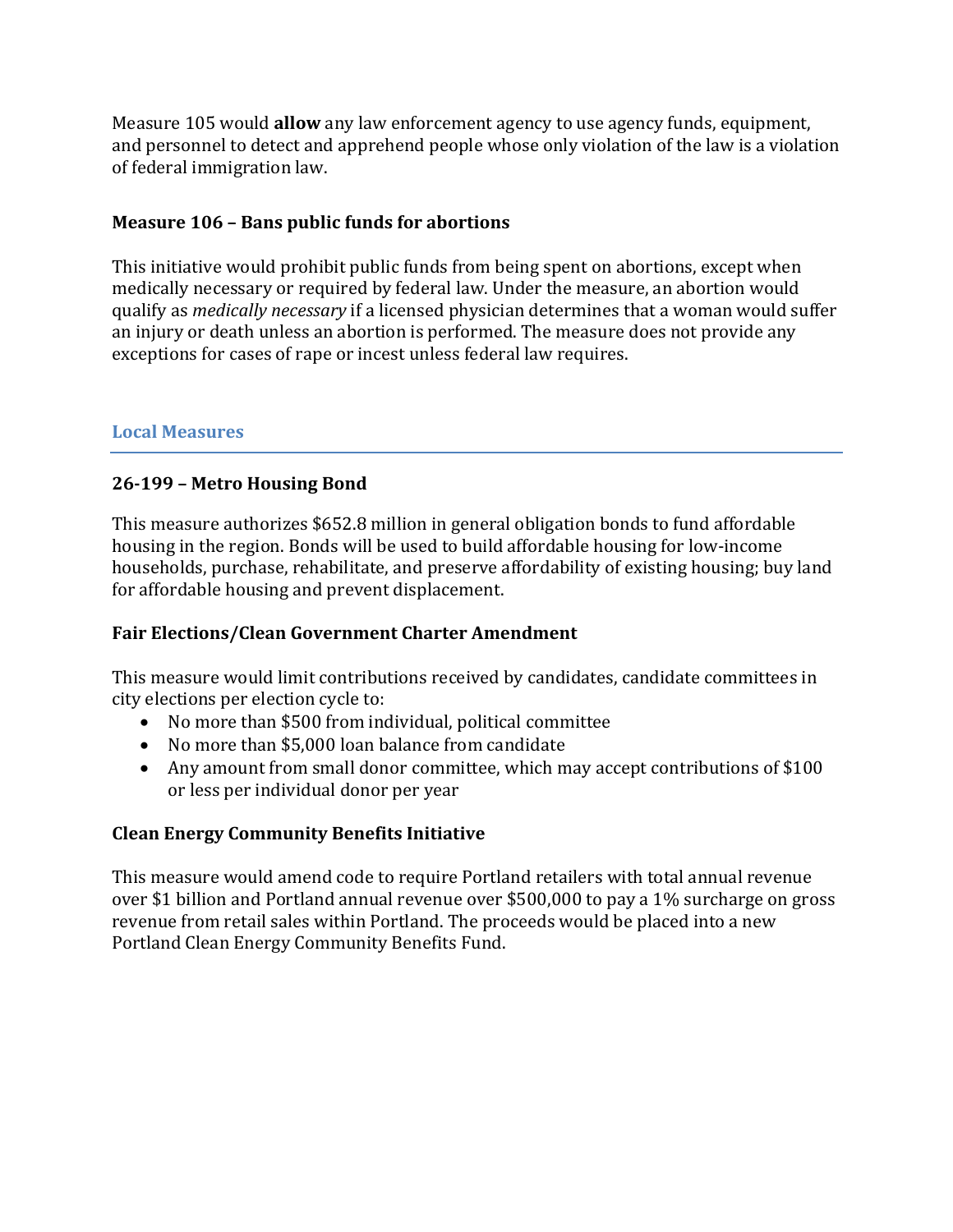Measure 105 would **allow** any law enforcement agency to use agency funds, equipment, and personnel to detect and apprehend people whose only violation of the law is a violation of federal immigration law.

### Measure 106 – Bans public funds for abortions

This initiative would prohibit public funds from being spent on abortions, except when medically necessary or required by federal law. Under the measure, an abortion would qualify as *medically necessary* if a licensed physician determines that a woman would suffer an injury or death unless an abortion is performed. The measure does not provide any exceptions for cases of rape or incest unless federal law requires.

## Local Measures

### 26-199 – Metro Housing Bond

This measure authorizes $652.8 million in general obligation bonds to fund affordable housing in the region. Bonds will be used to build affordable housing for low-income households, purchase, rehabilitate, and preserve affordability of existing housing; buy land for affordable housing and prevent displacement.

### Fair Elections/Clean Government Charter Amendment

This measure would limit contributions received by candidates, candidate committees in city elections per election cycle to:

- No more than $500 from individual, political committee
- No more than $5,000 loan balance from candidate
- Any amount from small donor committee, which may accept contributions of $100 or less per individual donor per year

### Clean Energy Community Benefits Initiative

This measure would amend code to require Portland retailers with total annual revenue over $1 billion and Portland annual revenue over $500,000 to pay a 1% surcharge on gross revenue from retail sales within Portland. The proceeds would be placed into a new Portland Clean Energy Community Benefits Fund.